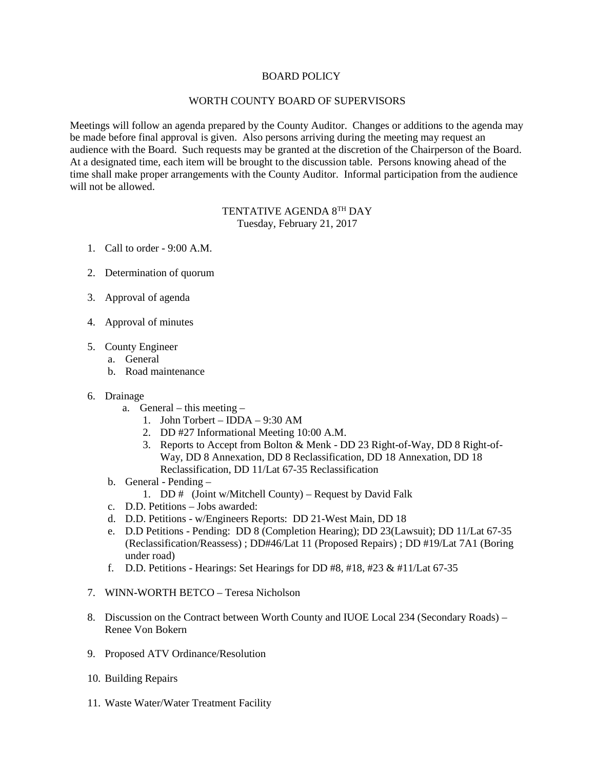# BOARD POLICY

## WORTH COUNTY BOARD OF SUPERVISORS

Meetings will follow an agenda prepared by the County Auditor. Changes or additions to the agenda may be made before final approval is given. Also persons arriving during the meeting may request an audience with the Board. Such requests may be granted at the discretion of the Chairperson of the Board. At a designated time, each item will be brought to the discussion table. Persons knowing ahead of the time shall make proper arrangements with the County Auditor. Informal participation from the audience will not be allowed.

## TENTATIVE AGENDA 8TH DAY
Tuesday, February 21, 2017

1. Call to order - 9:00 A.M.

2. Determination of quorum

3. Approval of agenda

4. Approval of minutes

5. County Engineer
   a. General
   b. Road maintenance

6. Drainage
   a. General – this meeting –
      1. John Torbert – IDDA – 9:30 AM
      2. DD #27 Informational Meeting 10:00 A.M.
      3. Reports to Accept from Bolton & Menk - DD 23 Right-of-Way, DD 8 Right-of-Way, DD 8 Annexation, DD 8 Reclassification, DD 18 Annexation, DD 18 Reclassification, DD 11/Lat 67-35 Reclassification
   b. General - Pending –
      1. DD # (Joint w/Mitchell County) – Request by David Falk
   c. D.D. Petitions – Jobs awarded:
   d. D.D. Petitions - w/Engineers Reports: DD 21-West Main, DD 18
   e. D.D Petitions - Pending: DD 8 (Completion Hearing); DD 23(Lawsuit); DD 11/Lat 67-35 (Reclassification/Reassess) ; DD#46/Lat 11 (Proposed Repairs) ; DD #19/Lat 7A1 (Boring under road)
   f. D.D. Petitions - Hearings: Set Hearings for DD #8, #18, #23 & #11/Lat 67-35

7. WINN-WORTH BETCO – Teresa Nicholson

8. Discussion on the Contract between Worth County and IUOE Local 234 (Secondary Roads) – Renee Von Bokern

9. Proposed ATV Ordinance/Resolution

10. Building Repairs

11. Waste Water/Water Treatment Facility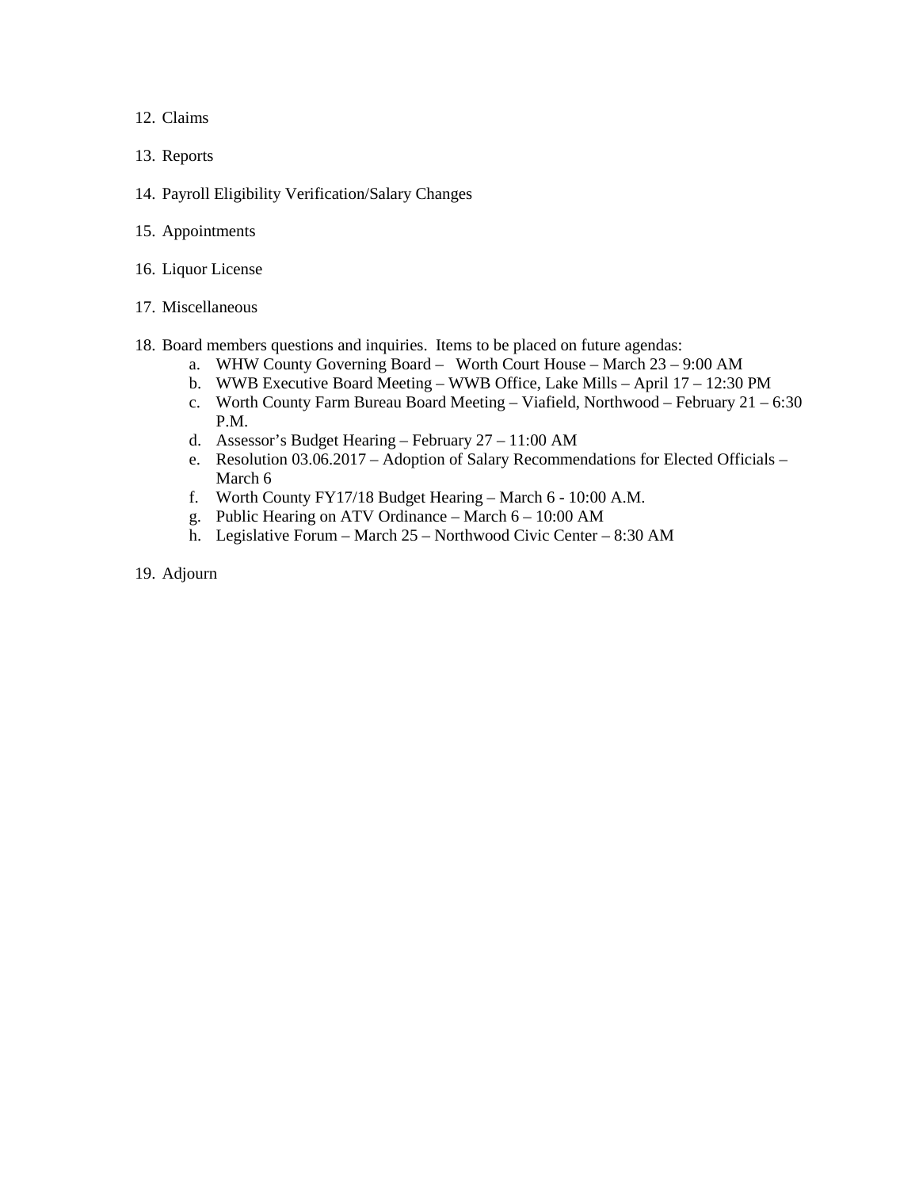12. Claims

13. Reports

14. Payroll Eligibility Verification/Salary Changes

15. Appointments

16. Liquor License

17. Miscellaneous

18. Board members questions and inquiries. Items to be placed on future agendas:
    a. WHW County Governing Board – Worth Court House – March 23 – 9:00 AM
    b. WWB Executive Board Meeting – WWB Office, Lake Mills – April 17 – 12:30 PM
    c. Worth County Farm Bureau Board Meeting – Viafield, Northwood – February 21 – 6:30 P.M.
    d. Assessor's Budget Hearing – February 27 – 11:00 AM
    e. Resolution 03.06.2017 – Adoption of Salary Recommendations for Elected Officials – March 6
    f. Worth County FY17/18 Budget Hearing – March 6 - 10:00 A.M.
    g. Public Hearing on ATV Ordinance – March 6 – 10:00 AM
    h. Legislative Forum – March 25 – Northwood Civic Center – 8:30 AM

19. Adjourn